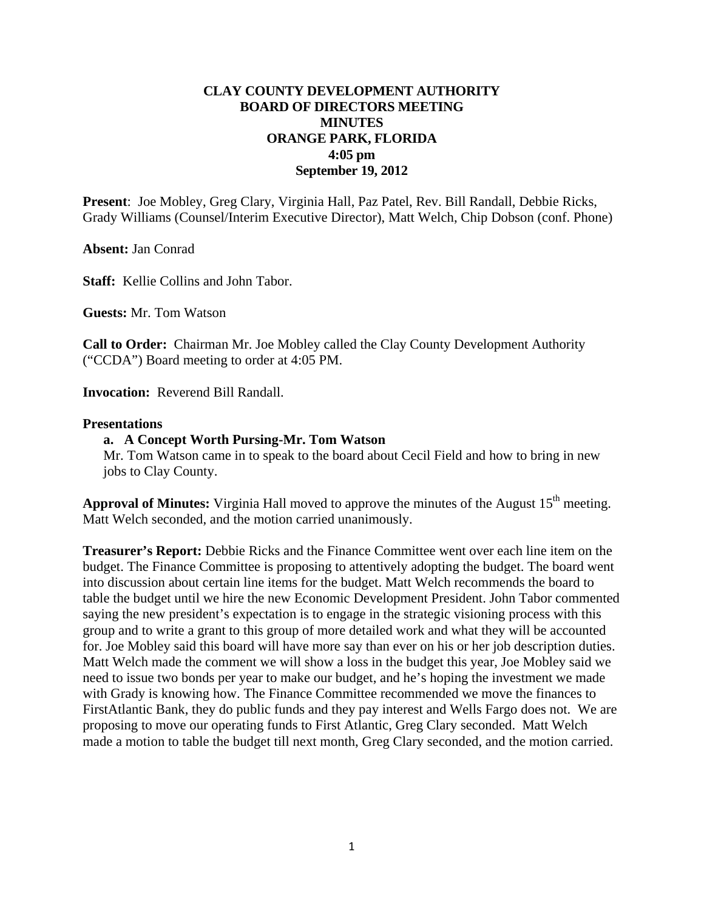**CLAY COUNTY DEVELOPMENT AUTHORITY**
**BOARD OF DIRECTORS MEETING**
**MINUTES**
**ORANGE PARK, FLORIDA**
**4:05 pm**
**September 19, 2012**

**Present**: Joe Mobley, Greg Clary, Virginia Hall, Paz Patel, Rev. Bill Randall, Debbie Ricks, Grady Williams (Counsel/Interim Executive Director), Matt Welch, Chip Dobson (conf. Phone)

**Absent:** Jan Conrad

**Staff:** Kellie Collins and John Tabor.

**Guests:** Mr. Tom Watson

**Call to Order:** Chairman Mr. Joe Mobley called the Clay County Development Authority ("CCDA") Board meeting to order at 4:05 PM.

**Invocation:** Reverend Bill Randall.

**Presentations**

**a. A Concept Worth Pursing-Mr. Tom Watson**

Mr. Tom Watson came in to speak to the board about Cecil Field and how to bring in new jobs to Clay County.

**Approval of Minutes:** Virginia Hall moved to approve the minutes of the August 15th meeting. Matt Welch seconded, and the motion carried unanimously.

**Treasurer's Report:** Debbie Ricks and the Finance Committee went over each line item on the budget. The Finance Committee is proposing to attentively adopting the budget. The board went into discussion about certain line items for the budget. Matt Welch recommends the board to table the budget until we hire the new Economic Development President. John Tabor commented saying the new president's expectation is to engage in the strategic visioning process with this group and to write a grant to this group of more detailed work and what they will be accounted for. Joe Mobley said this board will have more say than ever on his or her job description duties. Matt Welch made the comment we will show a loss in the budget this year, Joe Mobley said we need to issue two bonds per year to make our budget, and he's hoping the investment we made with Grady is knowing how. The Finance Committee recommended we move the finances to FirstAtlantic Bank, they do public funds and they pay interest and Wells Fargo does not. We are proposing to move our operating funds to First Atlantic, Greg Clary seconded. Matt Welch made a motion to table the budget till next month, Greg Clary seconded, and the motion carried.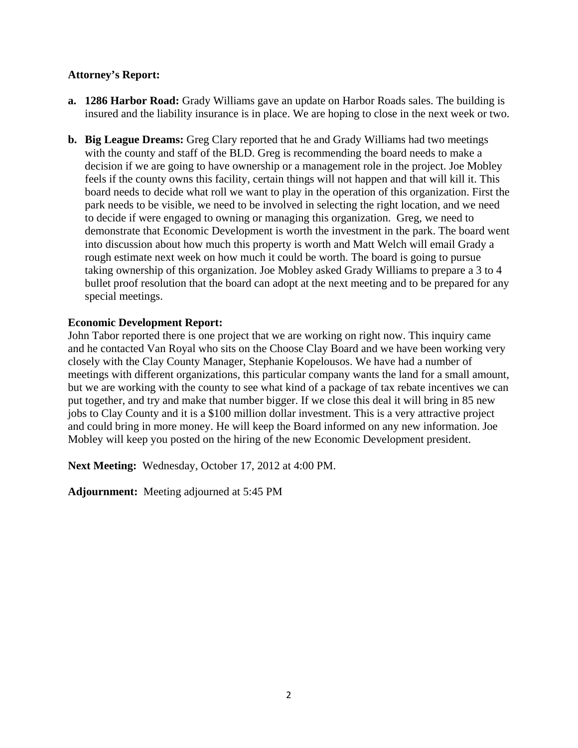**Attorney's Report:**

a. **1286 Harbor Road:** Grady Williams gave an update on Harbor Roads sales. The building is insured and the liability insurance is in place. We are hoping to close in the next week or two.

b. **Big League Dreams:** Greg Clary reported that he and Grady Williams had two meetings with the county and staff of the BLD. Greg is recommending the board needs to make a decision if we are going to have ownership or a management role in the project. Joe Mobley feels if the county owns this facility, certain things will not happen and that will kill it. This board needs to decide what roll we want to play in the operation of this organization. First the park needs to be visible, we need to be involved in selecting the right location, and we need to decide if were engaged to owning or managing this organization. Greg, we need to demonstrate that Economic Development is worth the investment in the park. The board went into discussion about how much this property is worth and Matt Welch will email Grady a rough estimate next week on how much it could be worth. The board is going to pursue taking ownership of this organization. Joe Mobley asked Grady Williams to prepare a 3 to 4 bullet proof resolution that the board can adopt at the next meeting and to be prepared for any special meetings.

**Economic Development Report:**
John Tabor reported there is one project that we are working on right now. This inquiry came and he contacted Van Royal who sits on the Choose Clay Board and we have been working very closely with the Clay County Manager, Stephanie Kopelousos. We have had a number of meetings with different organizations, this particular company wants the land for a small amount, but we are working with the county to see what kind of a package of tax rebate incentives we can put together, and try and make that number bigger. If we close this deal it will bring in 85 new jobs to Clay County and it is a $100 million dollar investment. This is a very attractive project and could bring in more money. He will keep the Board informed on any new information. Joe Mobley will keep you posted on the hiring of the new Economic Development president.

**Next Meeting:** Wednesday, October 17, 2012 at 4:00 PM.

**Adjournment:** Meeting adjourned at 5:45 PM